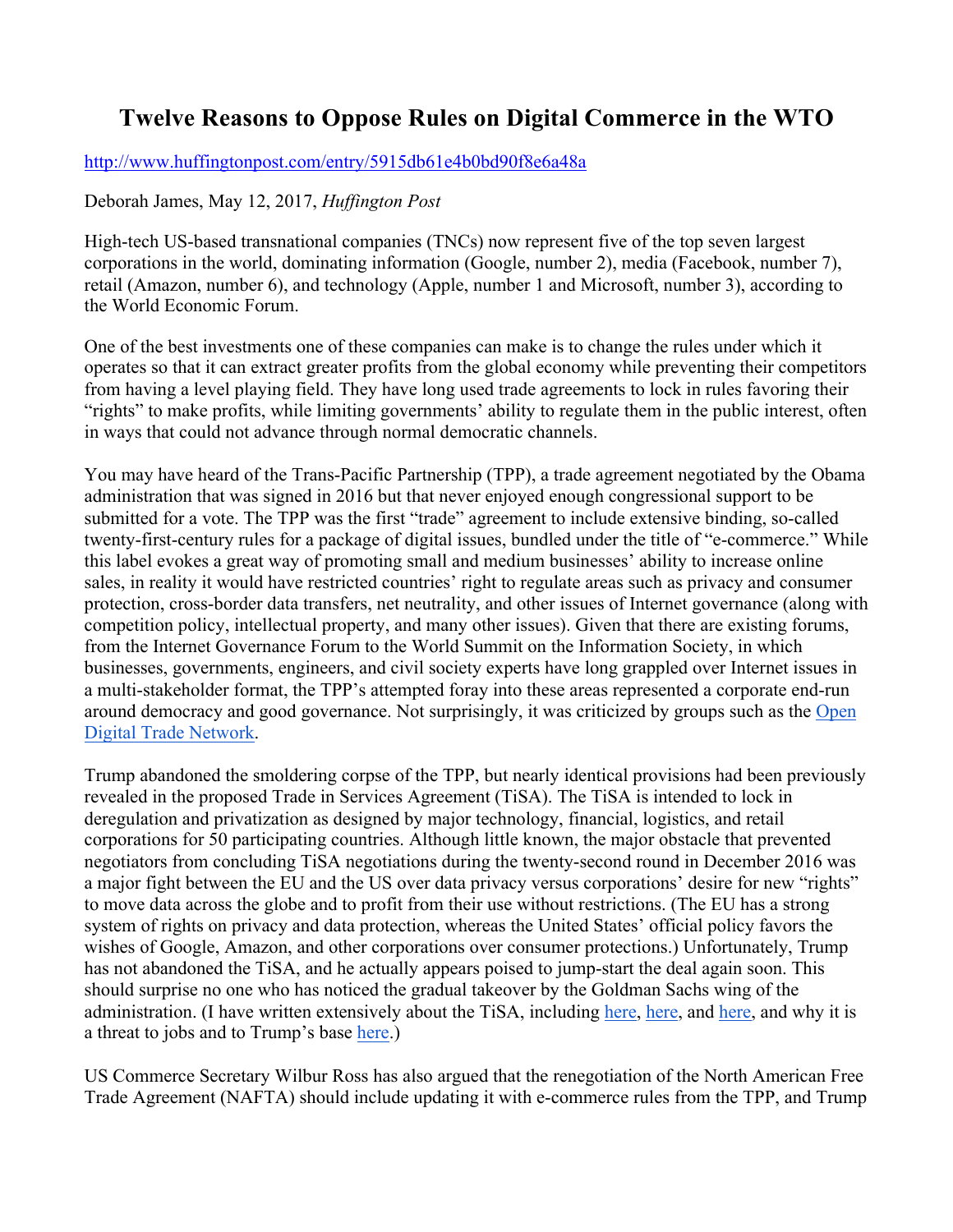# Twelve Reasons to Oppose Rules on Digital Commerce in the WTO

http://www.huffingtonpost.com/entry/5915db61e4b0bd90f8e6a48a

Deborah James, May 12, 2017, *Huffington Post*

High-tech US-based transnational companies (TNCs) now represent five of the top seven largest corporations in the world, dominating information (Google, number 2), media (Facebook, number 7), retail (Amazon, number 6), and technology (Apple, number 1 and Microsoft, number 3), according to the World Economic Forum.

One of the best investments one of these companies can make is to change the rules under which it operates so that it can extract greater profits from the global economy while preventing their competitors from having a level playing field. They have long used trade agreements to lock in rules favoring their "rights" to make profits, while limiting governments' ability to regulate them in the public interest, often in ways that could not advance through normal democratic channels.

You may have heard of the Trans-Pacific Partnership (TPP), a trade agreement negotiated by the Obama administration that was signed in 2016 but that never enjoyed enough congressional support to be submitted for a vote. The TPP was the first "trade" agreement to include extensive binding, so-called twenty-first-century rules for a package of digital issues, bundled under the title of "e-commerce." While this label evokes a great way of promoting small and medium businesses' ability to increase online sales, in reality it would have restricted countries' right to regulate areas such as privacy and consumer protection, cross-border data transfers, net neutrality, and other issues of Internet governance (along with competition policy, intellectual property, and many other issues). Given that there are existing forums, from the Internet Governance Forum to the World Summit on the Information Society, in which businesses, governments, engineers, and civil society experts have long grappled over Internet issues in a multi-stakeholder format, the TPP's attempted foray into these areas represented a corporate end-run around democracy and good governance. Not surprisingly, it was criticized by groups such as the [Open Digital Trade Network](#).

Trump abandoned the smoldering corpse of the TPP, but nearly identical provisions had been previously revealed in the proposed Trade in Services Agreement (TiSA). The TiSA is intended to lock in deregulation and privatization as designed by major technology, financial, logistics, and retail corporations for 50 participating countries. Although little known, the major obstacle that prevented negotiators from concluding TiSA negotiations during the twenty-second round in December 2016 was a major fight between the EU and the US over data privacy versus corporations' desire for new "rights" to move data across the globe and to profit from their use without restrictions. (The EU has a strong system of rights on privacy and data protection, whereas the United States' official policy favors the wishes of Google, Amazon, and other corporations over consumer protections.) Unfortunately, Trump has not abandoned the TiSA, and he actually appears poised to jump-start the deal again soon. This should surprise no one who has noticed the gradual takeover by the Goldman Sachs wing of the administration. (I have written extensively about the TiSA, including [here](#), [here](#), and [here](#), and why it is a threat to jobs and to Trump's base [here](#).)

US Commerce Secretary Wilbur Ross has also argued that the renegotiation of the North American Free Trade Agreement (NAFTA) should include updating it with e-commerce rules from the TPP, and Trump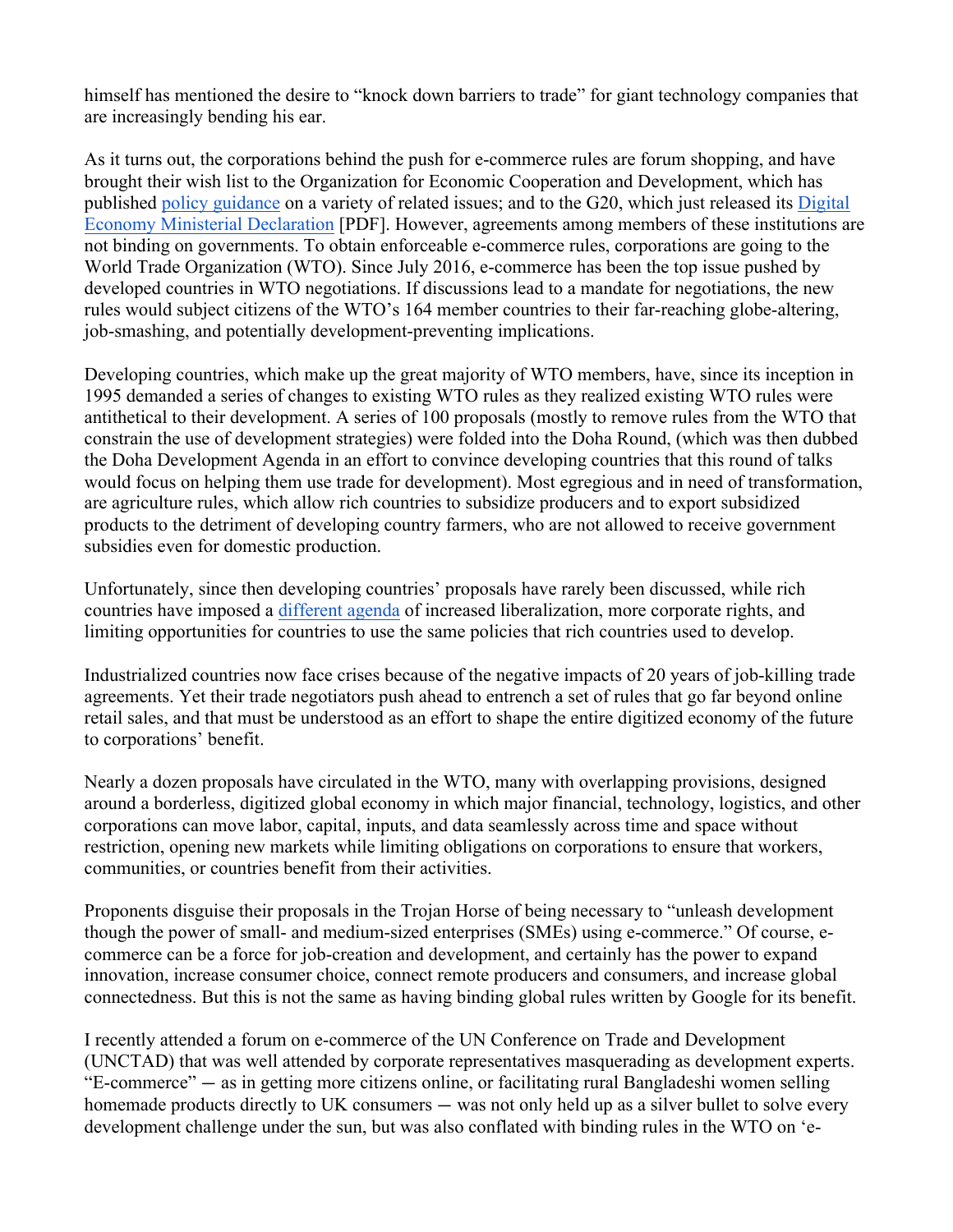himself has mentioned the desire to "knock down barriers to trade" for giant technology companies that are increasingly bending his ear.

As it turns out, the corporations behind the push for e-commerce rules are forum shopping, and have brought their wish list to the Organization for Economic Cooperation and Development, which has published policy guidance on a variety of related issues; and to the G20, which just released its Digital Economy Ministerial Declaration [PDF]. However, agreements among members of these institutions are not binding on governments. To obtain enforceable e-commerce rules, corporations are going to the World Trade Organization (WTO). Since July 2016, e-commerce has been the top issue pushed by developed countries in WTO negotiations. If discussions lead to a mandate for negotiations, the new rules would subject citizens of the WTO's 164 member countries to their far-reaching globe-altering, job-smashing, and potentially development-preventing implications.

Developing countries, which make up the great majority of WTO members, have, since its inception in 1995 demanded a series of changes to existing WTO rules as they realized existing WTO rules were antithetical to their development. A series of 100 proposals (mostly to remove rules from the WTO that constrain the use of development strategies) were folded into the Doha Round, (which was then dubbed the Doha Development Agenda in an effort to convince developing countries that this round of talks would focus on helping them use trade for development). Most egregious and in need of transformation, are agriculture rules, which allow rich countries to subsidize producers and to export subsidized products to the detriment of developing country farmers, who are not allowed to receive government subsidies even for domestic production.

Unfortunately, since then developing countries' proposals have rarely been discussed, while rich countries have imposed a different agenda of increased liberalization, more corporate rights, and limiting opportunities for countries to use the same policies that rich countries used to develop.

Industrialized countries now face crises because of the negative impacts of 20 years of job-killing trade agreements. Yet their trade negotiators push ahead to entrench a set of rules that go far beyond online retail sales, and that must be understood as an effort to shape the entire digitized economy of the future to corporations' benefit.

Nearly a dozen proposals have circulated in the WTO, many with overlapping provisions, designed around a borderless, digitized global economy in which major financial, technology, logistics, and other corporations can move labor, capital, inputs, and data seamlessly across time and space without restriction, opening new markets while limiting obligations on corporations to ensure that workers, communities, or countries benefit from their activities.

Proponents disguise their proposals in the Trojan Horse of being necessary to "unleash development though the power of small- and medium-sized enterprises (SMEs) using e-commerce." Of course, e-commerce can be a force for job-creation and development, and certainly has the power to expand innovation, increase consumer choice, connect remote producers and consumers, and increase global connectedness. But this is not the same as having binding global rules written by Google for its benefit.

I recently attended a forum on e-commerce of the UN Conference on Trade and Development (UNCTAD) that was well attended by corporate representatives masquerading as development experts. "E-commerce" — as in getting more citizens online, or facilitating rural Bangladeshi women selling homemade products directly to UK consumers — was not only held up as a silver bullet to solve every development challenge under the sun, but was also conflated with binding rules in the WTO on 'e-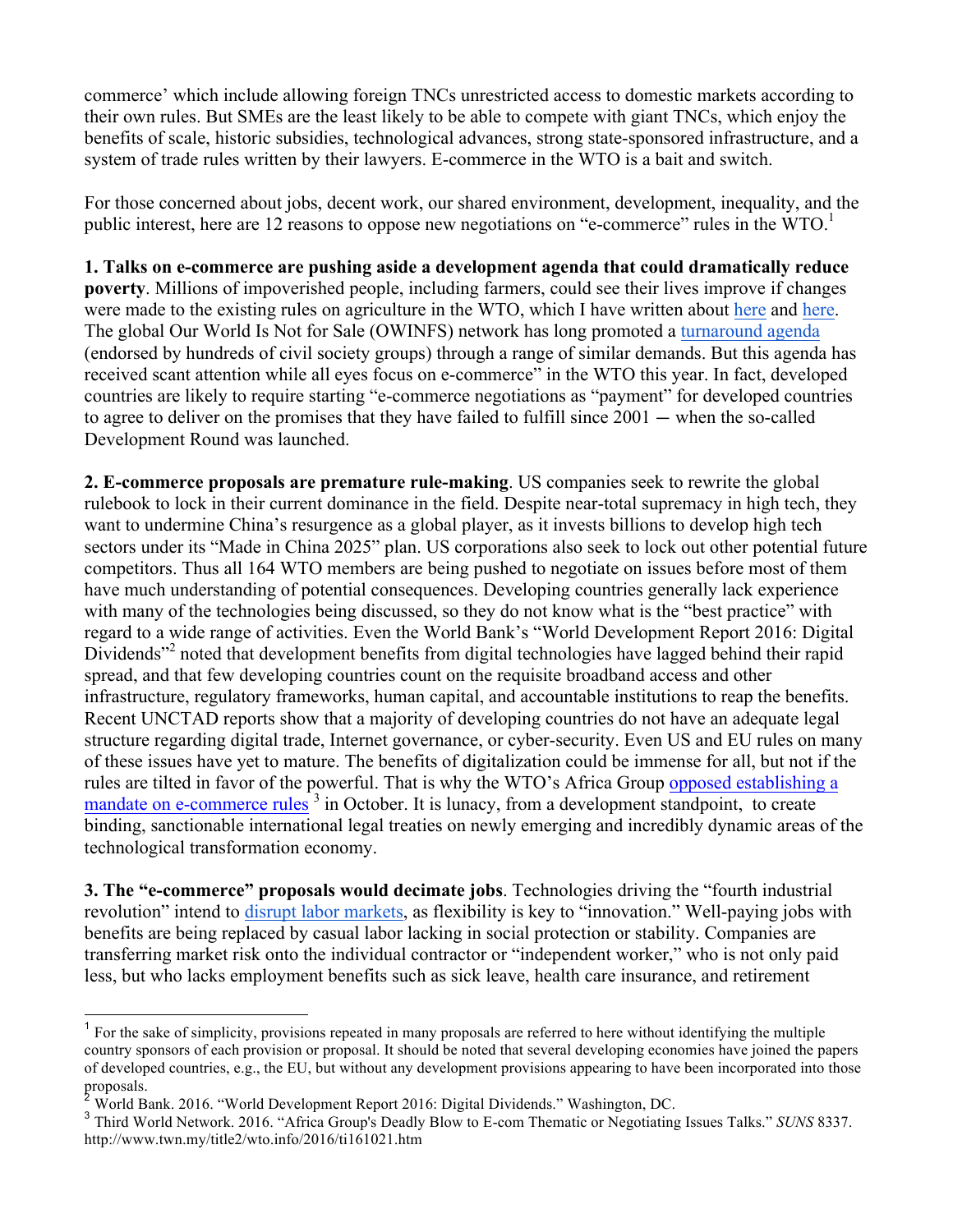commerce' which include allowing foreign TNCs unrestricted access to domestic markets according to their own rules. But SMEs are the least likely to be able to compete with giant TNCs, which enjoy the benefits of scale, historic subsidies, technological advances, strong state-sponsored infrastructure, and a system of trade rules written by their lawyers. E-commerce in the WTO is a bait and switch.

For those concerned about jobs, decent work, our shared environment, development, inequality, and the public interest, here are 12 reasons to oppose new negotiations on "e-commerce" rules in the WTO.[1]

**1. Talks on e-commerce are pushing aside a development agenda that could dramatically reduce poverty**. Millions of impoverished people, including farmers, could see their lives improve if changes were made to the existing rules on agriculture in the WTO, which I have written about here and here. The global Our World Is Not for Sale (OWINFS) network has long promoted a turnaround agenda (endorsed by hundreds of civil society groups) through a range of similar demands. But this agenda has received scant attention while all eyes focus on e-commerce" in the WTO this year. In fact, developed countries are likely to require starting "e-commerce negotiations as "payment" for developed countries to agree to deliver on the promises that they have failed to fulfill since 2001 ― when the so-called Development Round was launched.

**2. E-commerce proposals are premature rule-making**. US companies seek to rewrite the global rulebook to lock in their current dominance in the field. Despite near-total supremacy in high tech, they want to undermine China's resurgence as a global player, as it invests billions to develop high tech sectors under its "Made in China 2025" plan. US corporations also seek to lock out other potential future competitors. Thus all 164 WTO members are being pushed to negotiate on issues before most of them have much understanding of potential consequences. Developing countries generally lack experience with many of the technologies being discussed, so they do not know what is the "best practice" with regard to a wide range of activities. Even the World Bank's "World Development Report 2016: Digital Dividends"[2] noted that development benefits from digital technologies have lagged behind their rapid spread, and that few developing countries count on the requisite broadband access and other infrastructure, regulatory frameworks, human capital, and accountable institutions to reap the benefits. Recent UNCTAD reports show that a majority of developing countries do not have an adequate legal structure regarding digital trade, Internet governance, or cyber-security. Even US and EU rules on many of these issues have yet to mature. The benefits of digitalization could be immense for all, but not if the rules are tilted in favor of the powerful. That is why the WTO's Africa Group opposed establishing a mandate on e-commerce rules [3] in October. It is lunacy, from a development standpoint, to create binding, sanctionable international legal treaties on newly emerging and incredibly dynamic areas of the technological transformation economy.

**3. The "e-commerce" proposals would decimate jobs**. Technologies driving the "fourth industrial revolution" intend to disrupt labor markets, as flexibility is key to "innovation." Well-paying jobs with benefits are being replaced by casual labor lacking in social protection or stability. Companies are transferring market risk onto the individual contractor or "independent worker," who is not only paid less, but who lacks employment benefits such as sick leave, health care insurance, and retirement

---

[1] For the sake of simplicity, provisions repeated in many proposals are referred to here without identifying the multiple country sponsors of each provision or proposal. It should be noted that several developing economies have joined the papers of developed countries, e.g., the EU, but without any development provisions appearing to have been incorporated into those proposals.

[2] World Bank. 2016. "World Development Report 2016: Digital Dividends." Washington, DC.

[3] Third World Network. 2016. "Africa Group's Deadly Blow to E-com Thematic or Negotiating Issues Talks." *SUNS* 8337. http://www.twn.my/title2/wto.info/2016/ti161021.htm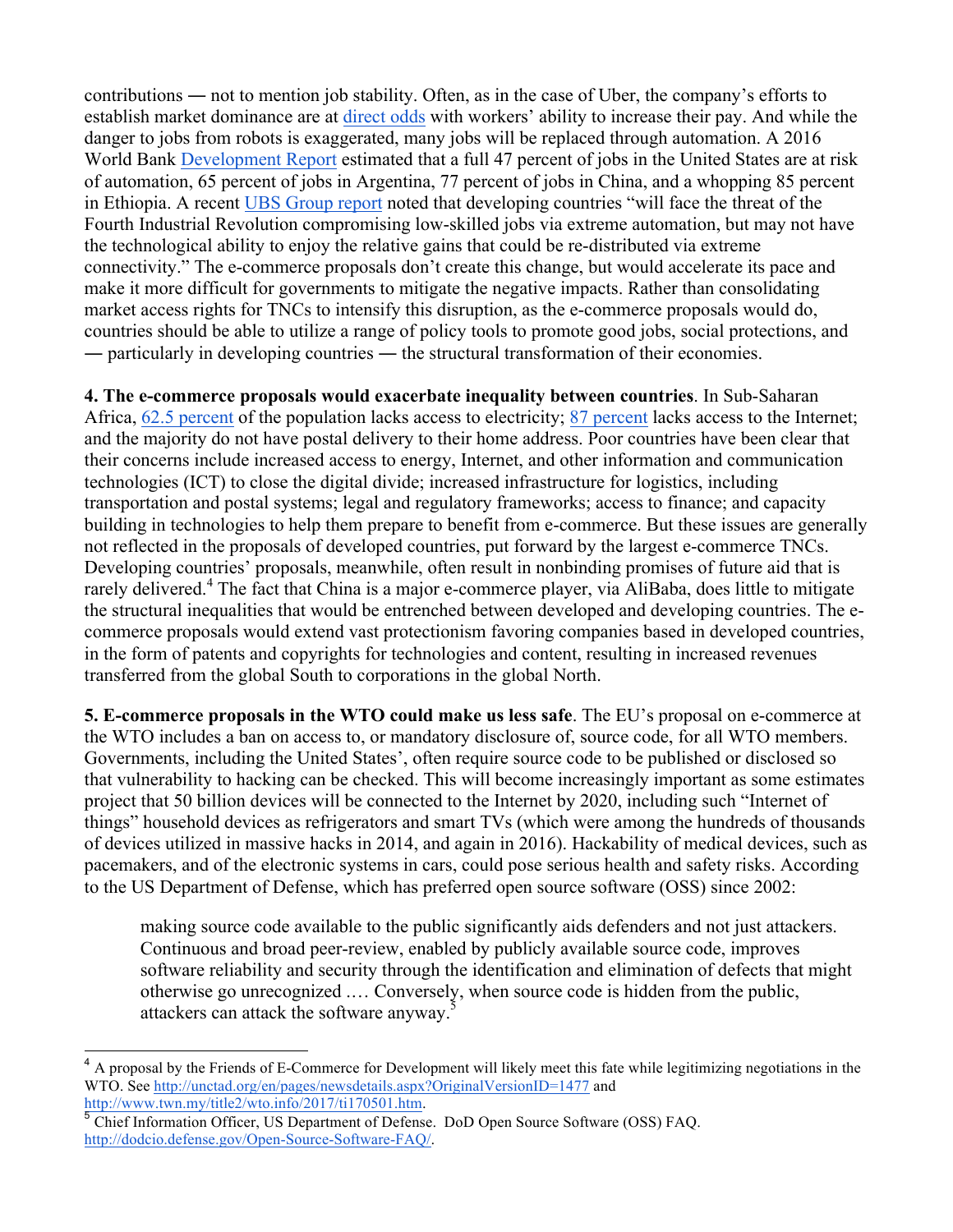contributions — not to mention job stability. Often, as in the case of Uber, the company's efforts to establish market dominance are at direct odds with workers' ability to increase their pay. And while the danger to jobs from robots is exaggerated, many jobs will be replaced through automation. A 2016 World Bank Development Report estimated that a full 47 percent of jobs in the United States are at risk of automation, 65 percent of jobs in Argentina, 77 percent of jobs in China, and a whopping 85 percent in Ethiopia. A recent UBS Group report noted that developing countries "will face the threat of the Fourth Industrial Revolution compromising low-skilled jobs via extreme automation, but may not have the technological ability to enjoy the relative gains that could be re-distributed via extreme connectivity." The e-commerce proposals don't create this change, but would accelerate its pace and make it more difficult for governments to mitigate the negative impacts. Rather than consolidating market access rights for TNCs to intensify this disruption, as the e-commerce proposals would do, countries should be able to utilize a range of policy tools to promote good jobs, social protections, and — particularly in developing countries — the structural transformation of their economies.

**4. The e-commerce proposals would exacerbate inequality between countries**. In Sub-Saharan Africa, 62.5 percent of the population lacks access to electricity; 87 percent lacks access to the Internet; and the majority do not have postal delivery to their home address. Poor countries have been clear that their concerns include increased access to energy, Internet, and other information and communication technologies (ICT) to close the digital divide; increased infrastructure for logistics, including transportation and postal systems; legal and regulatory frameworks; access to finance; and capacity building in technologies to help them prepare to benefit from e-commerce. But these issues are generally not reflected in the proposals of developed countries, put forward by the largest e-commerce TNCs. Developing countries' proposals, meanwhile, often result in nonbinding promises of future aid that is rarely delivered.[4] The fact that China is a major e-commerce player, via AliBaba, does little to mitigate the structural inequalities that would be entrenched between developed and developing countries. The e-commerce proposals would extend vast protectionism favoring companies based in developed countries, in the form of patents and copyrights for technologies and content, resulting in increased revenues transferred from the global South to corporations in the global North.

**5. E-commerce proposals in the WTO could make us less safe**. The EU's proposal on e-commerce at the WTO includes a ban on access to, or mandatory disclosure of, source code, for all WTO members. Governments, including the United States', often require source code to be published or disclosed so that vulnerability to hacking can be checked. This will become increasingly important as some estimates project that 50 billion devices will be connected to the Internet by 2020, including such "Internet of things" household devices as refrigerators and smart TVs (which were among the hundreds of thousands of devices utilized in massive hacks in 2014, and again in 2016). Hackability of medical devices, such as pacemakers, and of the electronic systems in cars, could pose serious health and safety risks. According to the US Department of Defense, which has preferred open source software (OSS) since 2002:

> making source code available to the public significantly aids defenders and not just attackers. Continuous and broad peer-review, enabled by publicly available source code, improves software reliability and security through the identification and elimination of defects that might otherwise go unrecognized .... Conversely, when source code is hidden from the public, attackers can attack the software anyway.[5]

---

[4] A proposal by the Friends of E-Commerce for Development will likely meet this fate while legitimizing negotiations in the WTO. See http://unctad.org/en/pages/newsdetails.aspx?OriginalVersionID=1477 and http://www.twn.my/title2/wto.info/2017/ti170501.htm.

[5] Chief Information Officer, US Department of Defense. DoD Open Source Software (OSS) FAQ. http://dodcio.defense.gov/Open-Source-Software-FAQ/.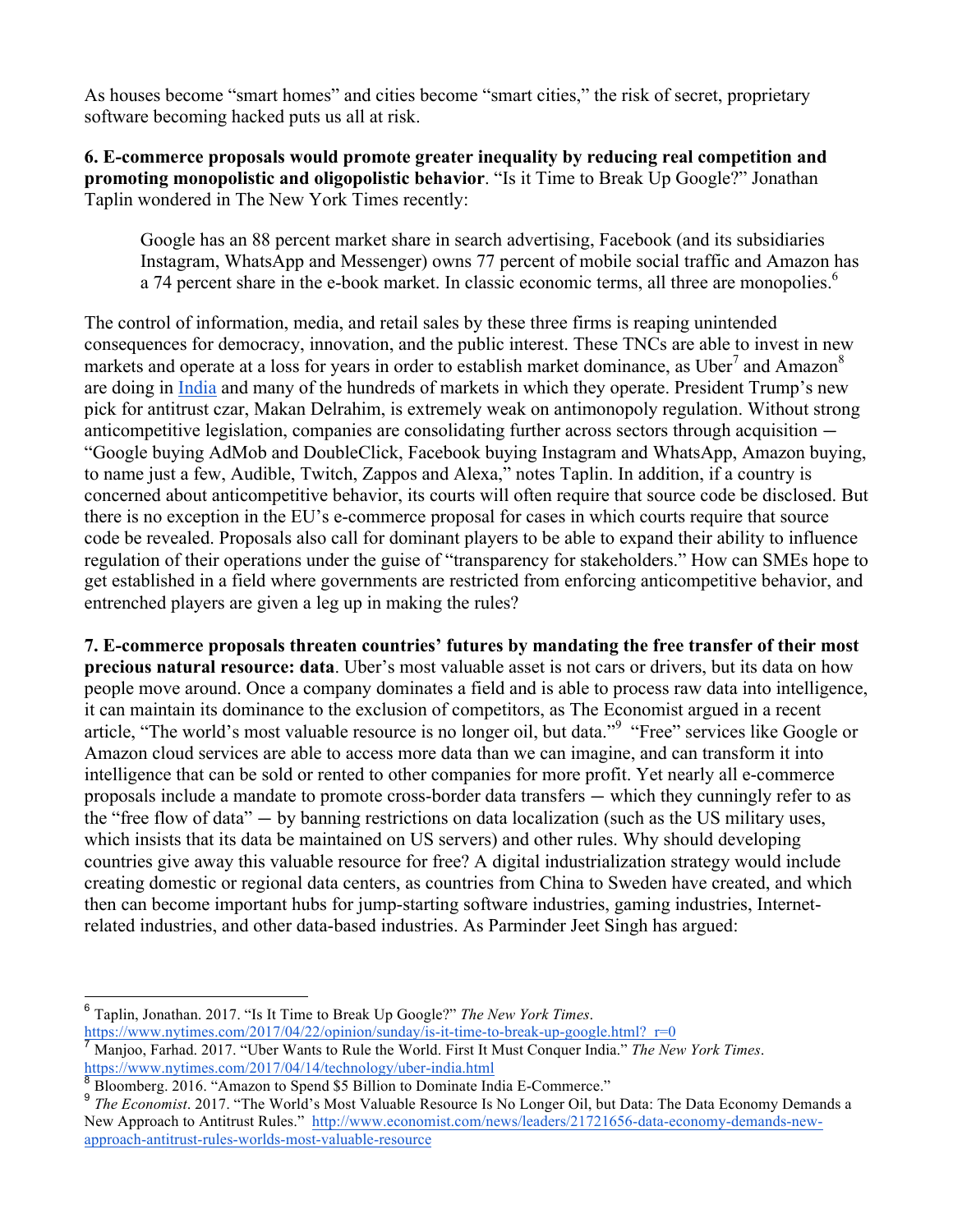As houses become "smart homes" and cities become "smart cities," the risk of secret, proprietary software becoming hacked puts us all at risk.

**6. E-commerce proposals would promote greater inequality by reducing real competition and promoting monopolistic and oligopolistic behavior**. "Is it Time to Break Up Google?" Jonathan Taplin wondered in The New York Times recently:

> Google has an 88 percent market share in search advertising, Facebook (and its subsidiaries Instagram, WhatsApp and Messenger) owns 77 percent of mobile social traffic and Amazon has a 74 percent share in the e-book market. In classic economic terms, all three are monopolies.[6]

The control of information, media, and retail sales by these three firms is reaping unintended consequences for democracy, innovation, and the public interest. These TNCs are able to invest in new markets and operate at a loss for years in order to establish market dominance, as Uber[7] and Amazon[8] are doing in India and many of the hundreds of markets in which they operate. President Trump's new pick for antitrust czar, Makan Delrahim, is extremely weak on antimonopoly regulation. Without strong anticompetitive legislation, companies are consolidating further across sectors through acquisition ─ "Google buying AdMob and DoubleClick, Facebook buying Instagram and WhatsApp, Amazon buying, to name just a few, Audible, Twitch, Zappos and Alexa," notes Taplin. In addition, if a country is concerned about anticompetitive behavior, its courts will often require that source code be disclosed. But there is no exception in the EU's e-commerce proposal for cases in which courts require that source code be revealed. Proposals also call for dominant players to be able to expand their ability to influence regulation of their operations under the guise of "transparency for stakeholders." How can SMEs hope to get established in a field where governments are restricted from enforcing anticompetitive behavior, and entrenched players are given a leg up in making the rules?

**7. E-commerce proposals threaten countries' futures by mandating the free transfer of their most precious natural resource: data**. Uber's most valuable asset is not cars or drivers, but its data on how people move around. Once a company dominates a field and is able to process raw data into intelligence, it can maintain its dominance to the exclusion of competitors, as The Economist argued in a recent article, "The world's most valuable resource is no longer oil, but data."[9] "Free" services like Google or Amazon cloud services are able to access more data than we can imagine, and can transform it into intelligence that can be sold or rented to other companies for more profit. Yet nearly all e-commerce proposals include a mandate to promote cross-border data transfers ─ which they cunningly refer to as the "free flow of data" ─ by banning restrictions on data localization (such as the US military uses, which insists that its data be maintained on US servers) and other rules. Why should developing countries give away this valuable resource for free? A digital industrialization strategy would include creating domestic or regional data centers, as countries from China to Sweden have created, and which then can become important hubs for jump-starting software industries, gaming industries, Internet-related industries, and other data-based industries. As Parminder Jeet Singh has argued:

---

[6] Taplin, Jonathan. 2017. "Is It Time to Break Up Google?" *The New York Times*. https://www.nytimes.com/2017/04/22/opinion/sunday/is-it-time-to-break-up-google.html?_r=0

[7] Manjoo, Farhad. 2017. "Uber Wants to Rule the World. First It Must Conquer India." *The New York Times*. https://www.nytimes.com/2017/04/14/technology/uber-india.html

[8] Bloomberg. 2016. "Amazon to Spend $5 Billion to Dominate India E-Commerce."

[9] *The Economist*. 2017. "The World's Most Valuable Resource Is No Longer Oil, but Data: The Data Economy Demands a New Approach to Antitrust Rules." http://www.economist.com/news/leaders/21721656-data-economy-demands-new-approach-antitrust-rules-worlds-most-valuable-resource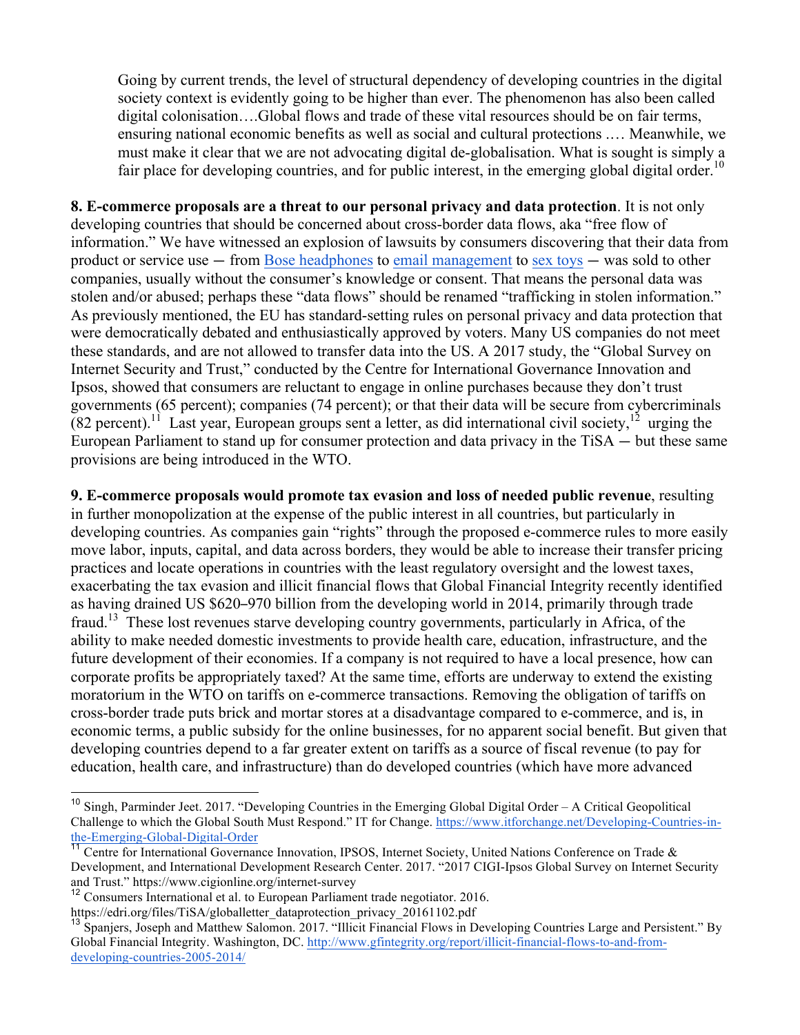> Going by current trends, the level of structural dependency of developing countries in the digital society context is evidently going to be higher than ever. The phenomenon has also been called digital colonisation….Global flows and trade of these vital resources should be on fair terms, ensuring national economic benefits as well as social and cultural protections .… Meanwhile, we must make it clear that we are not advocating digital de-globalisation. What is sought is simply a fair place for developing countries, and for public interest, in the emerging global digital order.[10]

**8. E-commerce proposals are a threat to our personal privacy and data protection**. It is not only developing countries that should be concerned about cross-border data flows, aka "free flow of information." We have witnessed an explosion of lawsuits by consumers discovering that their data from product or service use ─ from Bose headphones to email management to sex toys ─ was sold to other companies, usually without the consumer's knowledge or consent. That means the personal data was stolen and/or abused; perhaps these "data flows" should be renamed "trafficking in stolen information." As previously mentioned, the EU has standard-setting rules on personal privacy and data protection that were democratically debated and enthusiastically approved by voters. Many US companies do not meet these standards, and are not allowed to transfer data into the US. A 2017 study, the "Global Survey on Internet Security and Trust," conducted by the Centre for International Governance Innovation and Ipsos, showed that consumers are reluctant to engage in online purchases because they don't trust governments (65 percent); companies (74 percent); or that their data will be secure from cybercriminals (82 percent).[11] Last year, European groups sent a letter, as did international civil society,[12] urging the European Parliament to stand up for consumer protection and data privacy in the TiSA ─ but these same provisions are being introduced in the WTO.

**9. E-commerce proposals would promote tax evasion and loss of needed public revenue**, resulting in further monopolization at the expense of the public interest in all countries, but particularly in developing countries. As companies gain "rights" through the proposed e-commerce rules to more easily move labor, inputs, capital, and data across borders, they would be able to increase their transfer pricing practices and locate operations in countries with the least regulatory oversight and the lowest taxes, exacerbating the tax evasion and illicit financial flows that Global Financial Integrity recently identified as having drained US $620–970 billion from the developing world in 2014, primarily through trade fraud.[13] These lost revenues starve developing country governments, particularly in Africa, of the ability to make needed domestic investments to provide health care, education, infrastructure, and the future development of their economies. If a company is not required to have a local presence, how can corporate profits be appropriately taxed? At the same time, efforts are underway to extend the existing moratorium in the WTO on tariffs on e-commerce transactions. Removing the obligation of tariffs on cross-border trade puts brick and mortar stores at a disadvantage compared to e-commerce, and is, in economic terms, a public subsidy for the online businesses, for no apparent social benefit. But given that developing countries depend to a far greater extent on tariffs as a source of fiscal revenue (to pay for education, health care, and infrastructure) than do developed countries (which have more advanced

---

[10] Singh, Parminder Jeet. 2017. "Developing Countries in the Emerging Global Digital Order – A Critical Geopolitical Challenge to which the Global South Must Respond." IT for Change. https://www.itforchange.net/Developing-Countries-in-the-Emerging-Global-Digital-Order

[11] Centre for International Governance Innovation, IPSOS, Internet Society, United Nations Conference on Trade & Development, and International Development Research Center. 2017. "2017 CIGI-Ipsos Global Survey on Internet Security and Trust." https://www.cigionline.org/internet-survey

[12] Consumers International et al. to European Parliament trade negotiator. 2016. https://edri.org/files/TiSA/globalletter_dataprotection_privacy_20161102.pdf

[13] Spanjers, Joseph and Matthew Salomon. 2017. "Illicit Financial Flows in Developing Countries Large and Persistent." By Global Financial Integrity. Washington, DC. http://www.gfintegrity.org/report/illicit-financial-flows-to-and-from-developing-countries-2005-2014/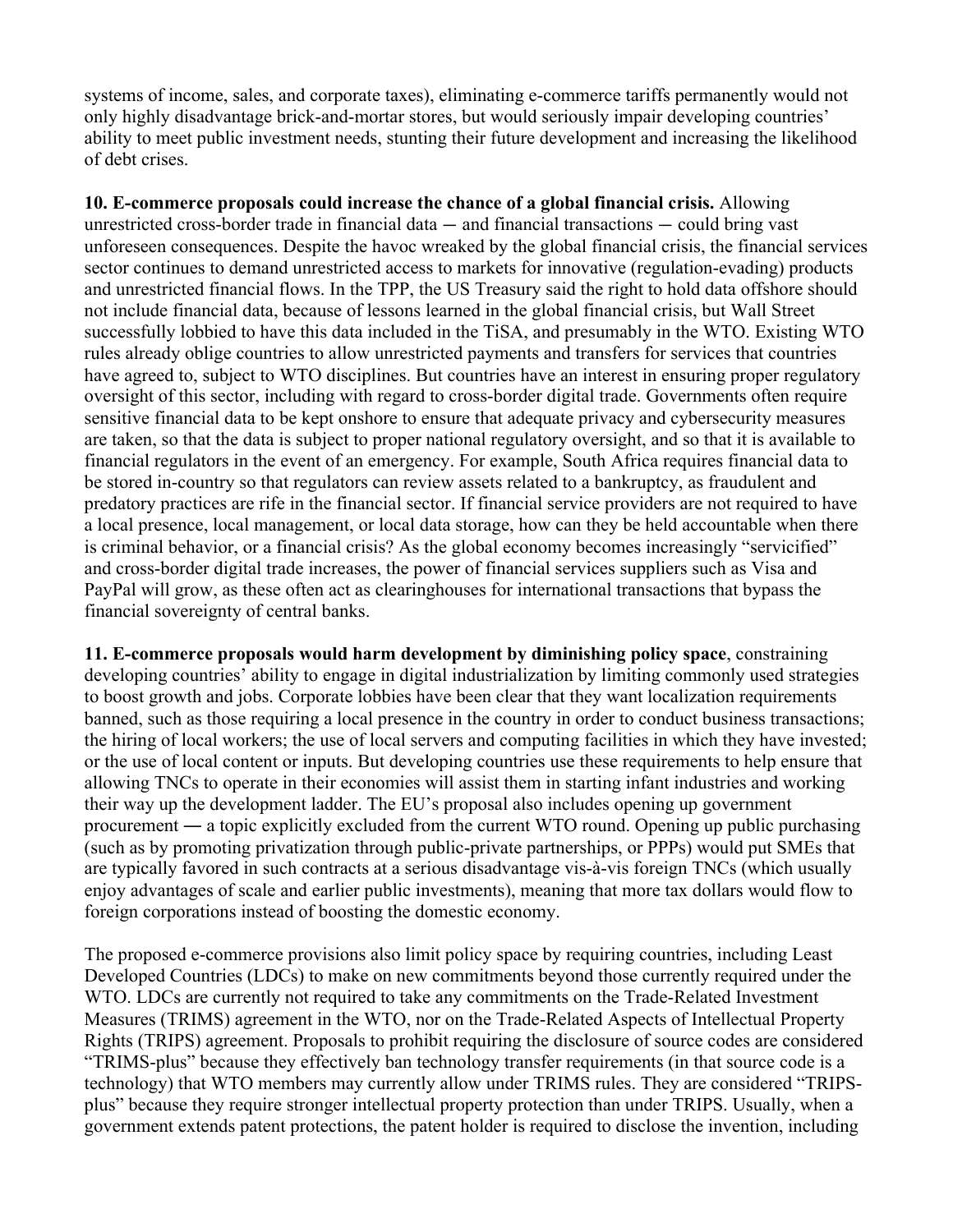systems of income, sales, and corporate taxes), eliminating e-commerce tariffs permanently would not only highly disadvantage brick-and-mortar stores, but would seriously impair developing countries' ability to meet public investment needs, stunting their future development and increasing the likelihood of debt crises.

**10. E-commerce proposals could increase the chance of a global financial crisis.** Allowing unrestricted cross-border trade in financial data ― and financial transactions ― could bring vast unforeseen consequences. Despite the havoc wreaked by the global financial crisis, the financial services sector continues to demand unrestricted access to markets for innovative (regulation-evading) products and unrestricted financial flows. In the TPP, the US Treasury said the right to hold data offshore should not include financial data, because of lessons learned in the global financial crisis, but Wall Street successfully lobbied to have this data included in the TiSA, and presumably in the WTO. Existing WTO rules already oblige countries to allow unrestricted payments and transfers for services that countries have agreed to, subject to WTO disciplines. But countries have an interest in ensuring proper regulatory oversight of this sector, including with regard to cross-border digital trade. Governments often require sensitive financial data to be kept onshore to ensure that adequate privacy and cybersecurity measures are taken, so that the data is subject to proper national regulatory oversight, and so that it is available to financial regulators in the event of an emergency. For example, South Africa requires financial data to be stored in-country so that regulators can review assets related to a bankruptcy, as fraudulent and predatory practices are rife in the financial sector. If financial service providers are not required to have a local presence, local management, or local data storage, how can they be held accountable when there is criminal behavior, or a financial crisis? As the global economy becomes increasingly "servicified" and cross-border digital trade increases, the power of financial services suppliers such as Visa and PayPal will grow, as these often act as clearinghouses for international transactions that bypass the financial sovereignty of central banks.

**11. E-commerce proposals would harm development by diminishing policy space**, constraining developing countries' ability to engage in digital industrialization by limiting commonly used strategies to boost growth and jobs. Corporate lobbies have been clear that they want localization requirements banned, such as those requiring a local presence in the country in order to conduct business transactions; the hiring of local workers; the use of local servers and computing facilities in which they have invested; or the use of local content or inputs. But developing countries use these requirements to help ensure that allowing TNCs to operate in their economies will assist them in starting infant industries and working their way up the development ladder. The EU's proposal also includes opening up government procurement ― a topic explicitly excluded from the current WTO round. Opening up public purchasing (such as by promoting privatization through public-private partnerships, or PPPs) would put SMEs that are typically favored in such contracts at a serious disadvantage vis-à-vis foreign TNCs (which usually enjoy advantages of scale and earlier public investments), meaning that more tax dollars would flow to foreign corporations instead of boosting the domestic economy.

The proposed e-commerce provisions also limit policy space by requiring countries, including Least Developed Countries (LDCs) to make on new commitments beyond those currently required under the WTO. LDCs are currently not required to take any commitments on the Trade-Related Investment Measures (TRIMS) agreement in the WTO, nor on the Trade-Related Aspects of Intellectual Property Rights (TRIPS) agreement. Proposals to prohibit requiring the disclosure of source codes are considered "TRIMS-plus" because they effectively ban technology transfer requirements (in that source code is a technology) that WTO members may currently allow under TRIMS rules. They are considered "TRIPS-plus" because they require stronger intellectual property protection than under TRIPS. Usually, when a government extends patent protections, the patent holder is required to disclose the invention, including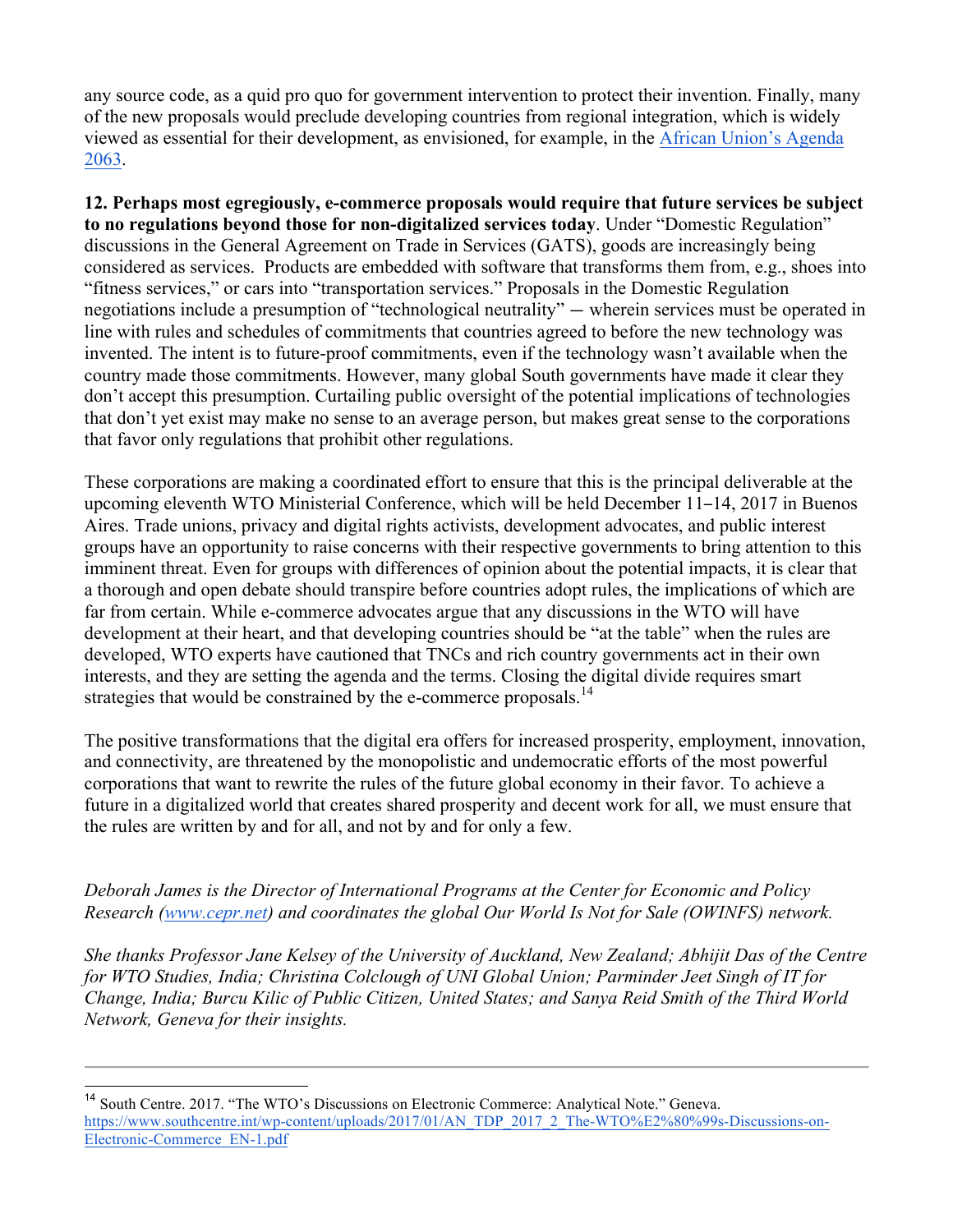any source code, as a quid pro quo for government intervention to protect their invention. Finally, many of the new proposals would preclude developing countries from regional integration, which is widely viewed as essential for their development, as envisioned, for example, in the [African Union's Agenda 2063](#).

**12. Perhaps most egregiously, e-commerce proposals would require that future services be subject to no regulations beyond those for non-digitalized services today**. Under "Domestic Regulation" discussions in the General Agreement on Trade in Services (GATS), goods are increasingly being considered as services. Products are embedded with software that transforms them from, e.g., shoes into "fitness services," or cars into "transportation services." Proposals in the Domestic Regulation negotiations include a presumption of "technological neutrality" ― wherein services must be operated in line with rules and schedules of commitments that countries agreed to before the new technology was invented. The intent is to future-proof commitments, even if the technology wasn't available when the country made those commitments. However, many global South governments have made it clear they don't accept this presumption. Curtailing public oversight of the potential implications of technologies that don't yet exist may make no sense to an average person, but makes great sense to the corporations that favor only regulations that prohibit other regulations.

These corporations are making a coordinated effort to ensure that this is the principal deliverable at the upcoming eleventh WTO Ministerial Conference, which will be held December 11‒14, 2017 in Buenos Aires. Trade unions, privacy and digital rights activists, development advocates, and public interest groups have an opportunity to raise concerns with their respective governments to bring attention to this imminent threat. Even for groups with differences of opinion about the potential impacts, it is clear that a thorough and open debate should transpire before countries adopt rules, the implications of which are far from certain. While e-commerce advocates argue that any discussions in the WTO will have development at their heart, and that developing countries should be "at the table" when the rules are developed, WTO experts have cautioned that TNCs and rich country governments act in their own interests, and they are setting the agenda and the terms. Closing the digital divide requires smart strategies that would be constrained by the e-commerce proposals.[14]

The positive transformations that the digital era offers for increased prosperity, employment, innovation, and connectivity, are threatened by the monopolistic and undemocratic efforts of the most powerful corporations that want to rewrite the rules of the future global economy in their favor. To achieve a future in a digitalized world that creates shared prosperity and decent work for all, we must ensure that the rules are written by and for all, and not by and for only a few.

*Deborah James is the Director of International Programs at the Center for Economic and Policy Research ([www.cepr.net](http://www.cepr.net)) and coordinates the global Our World Is Not for Sale (OWINFS) network.*

*She thanks Professor Jane Kelsey of the University of Auckland, New Zealand; Abhijit Das of the Centre for WTO Studies, India; Christina Colclough of UNI Global Union; Parminder Jeet Singh of IT for Change, India; Burcu Kilic of Public Citizen, United States; and Sanya Reid Smith of the Third World Network, Geneva for their insights.*

---

[14] South Centre. 2017. "The WTO's Discussions on Electronic Commerce: Analytical Note." Geneva. https://www.southcentre.int/wp-content/uploads/2017/01/AN_TDP_2017_2_The-WTO%E2%80%99s-Discussions-on-Electronic-Commerce_EN-1.pdf